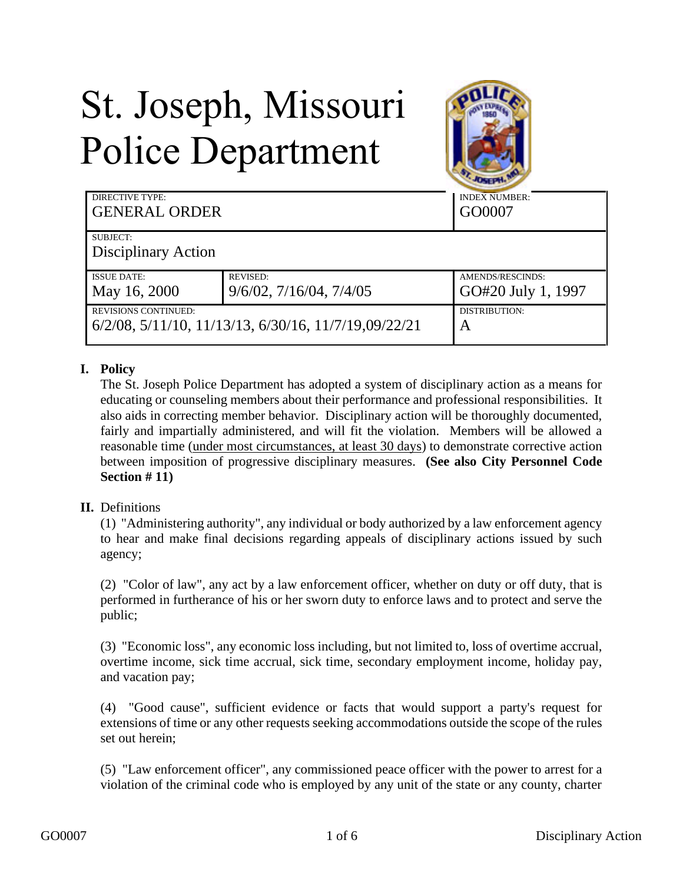# St. Joseph, Missouri Police Department

| DIRECTIVE TYPE: GENERAL ORDER | | INDEX NUMBER: GO0007 |
|---|---|---|
| SUBJECT: Disciplinary Action | | |
| ISSUE DATE: May 16, 2000 | REVISED: 9/6/02, 7/16/04, 7/4/05 | AMENDS/RESCINDS: GO#20 July 1, 1997 |
| REVISIONS CONTINUED: 6/2/08, 5/11/10, 11/13/13, 6/30/16, 11/7/19,09/22/21 | | DISTRIBUTION: A |

**I. Policy**

The St. Joseph Police Department has adopted a system of disciplinary action as a means for educating or counseling members about their performance and professional responsibilities. It also aids in correcting member behavior. Disciplinary action will be thoroughly documented, fairly and impartially administered, and will fit the violation. Members will be allowed a reasonable time (under most circumstances, at least 30 days) to demonstrate corrective action between imposition of progressive disciplinary measures. **(See also City Personnel Code Section # 11)**

**II.** Definitions

(1) "Administering authority", any individual or body authorized by a law enforcement agency to hear and make final decisions regarding appeals of disciplinary actions issued by such agency;

(2) "Color of law", any act by a law enforcement officer, whether on duty or off duty, that is performed in furtherance of his or her sworn duty to enforce laws and to protect and serve the public;

(3) "Economic loss", any economic loss including, but not limited to, loss of overtime accrual, overtime income, sick time accrual, sick time, secondary employment income, holiday pay, and vacation pay;

(4) "Good cause", sufficient evidence or facts that would support a party's request for extensions of time or any other requests seeking accommodations outside the scope of the rules set out herein;

(5) "Law enforcement officer", any commissioned peace officer with the power to arrest for a violation of the criminal code who is employed by any unit of the state or any county, charter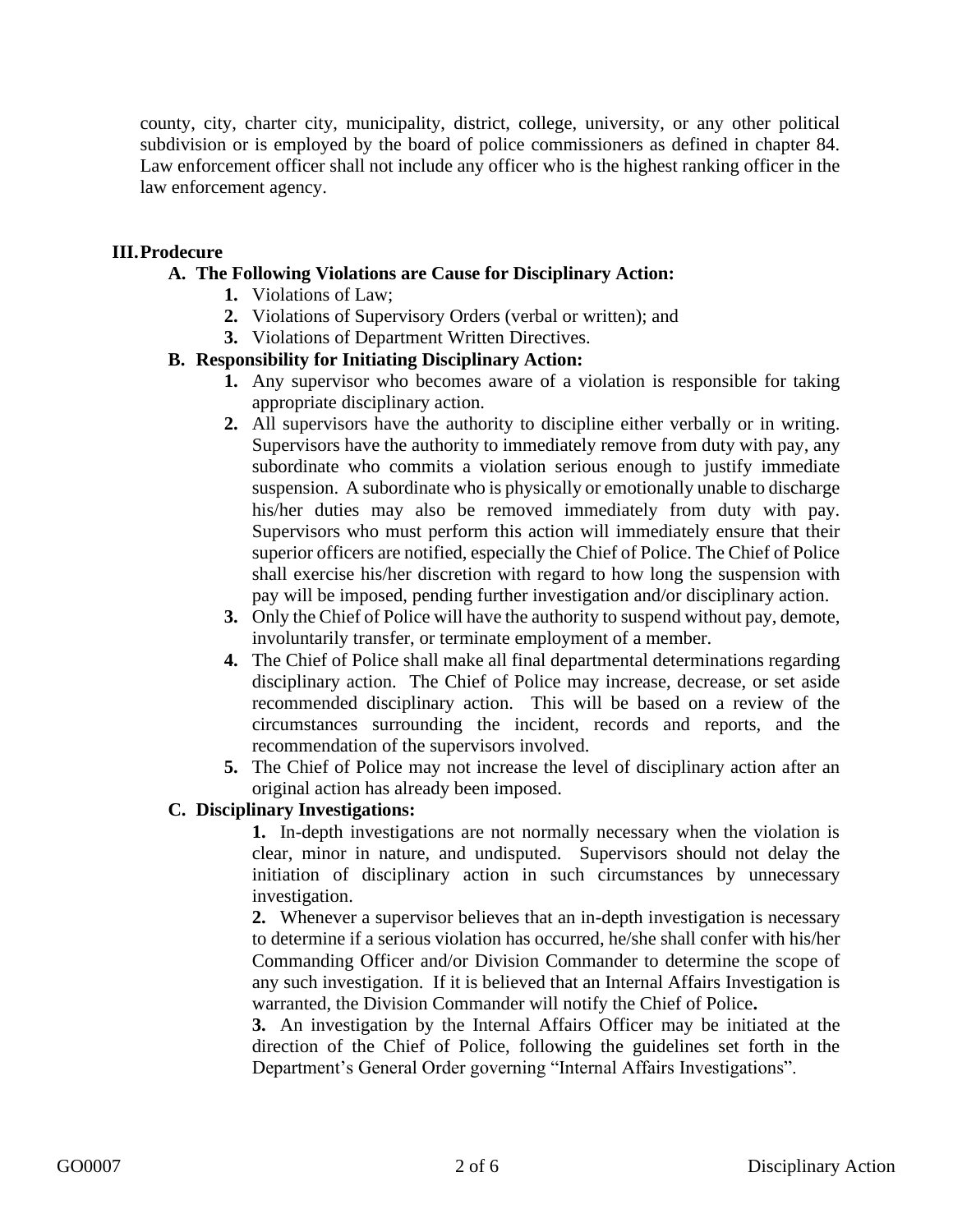county, city, charter city, municipality, district, college, university, or any other political subdivision or is employed by the board of police commissioners as defined in chapter 84. Law enforcement officer shall not include any officer who is the highest ranking officer in the law enforcement agency.

## III. Prodecure

### A. The Following Violations are Cause for Disciplinary Action:

1. Violations of Law;
2. Violations of Supervisory Orders (verbal or written); and
3. Violations of Department Written Directives.

### B. Responsibility for Initiating Disciplinary Action:

1. Any supervisor who becomes aware of a violation is responsible for taking appropriate disciplinary action.
2. All supervisors have the authority to discipline either verbally or in writing. Supervisors have the authority to immediately remove from duty with pay, any subordinate who commits a violation serious enough to justify immediate suspension. A subordinate who is physically or emotionally unable to discharge his/her duties may also be removed immediately from duty with pay. Supervisors who must perform this action will immediately ensure that their superior officers are notified, especially the Chief of Police. The Chief of Police shall exercise his/her discretion with regard to how long the suspension with pay will be imposed, pending further investigation and/or disciplinary action.
3. Only the Chief of Police will have the authority to suspend without pay, demote, involuntarily transfer, or terminate employment of a member.
4. The Chief of Police shall make all final departmental determinations regarding disciplinary action. The Chief of Police may increase, decrease, or set aside recommended disciplinary action. This will be based on a review of the circumstances surrounding the incident, records and reports, and the recommendation of the supervisors involved.
5. The Chief of Police may not increase the level of disciplinary action after an original action has already been imposed.

### C. Disciplinary Investigations:

1. In-depth investigations are not normally necessary when the violation is clear, minor in nature, and undisputed. Supervisors should not delay the initiation of disciplinary action in such circumstances by unnecessary investigation.
2. Whenever a supervisor believes that an in-depth investigation is necessary to determine if a serious violation has occurred, he/she shall confer with his/her Commanding Officer and/or Division Commander to determine the scope of any such investigation. If it is believed that an Internal Affairs Investigation is warranted, the Division Commander will notify the Chief of Police.
3. An investigation by the Internal Affairs Officer may be initiated at the direction of the Chief of Police, following the guidelines set forth in the Department's General Order governing "Internal Affairs Investigations".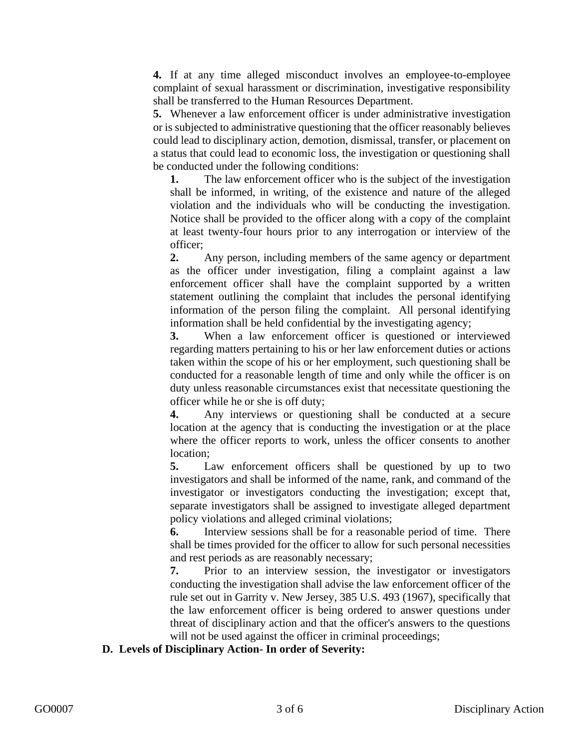**4.** If at any time alleged misconduct involves an employee-to-employee complaint of sexual harassment or discrimination, investigative responsibility shall be transferred to the Human Resources Department.

**5.** Whenever a law enforcement officer is under administrative investigation or is subjected to administrative questioning that the officer reasonably believes could lead to disciplinary action, demotion, dismissal, transfer, or placement on a status that could lead to economic loss, the investigation or questioning shall be conducted under the following conditions:

> **1.** The law enforcement officer who is the subject of the investigation shall be informed, in writing, of the existence and nature of the alleged violation and the individuals who will be conducting the investigation. Notice shall be provided to the officer along with a copy of the complaint at least twenty-four hours prior to any interrogation or interview of the officer;
>
> **2.** Any person, including members of the same agency or department as the officer under investigation, filing a complaint against a law enforcement officer shall have the complaint supported by a written statement outlining the complaint that includes the personal identifying information of the person filing the complaint. All personal identifying information shall be held confidential by the investigating agency;
>
> **3.** When a law enforcement officer is questioned or interviewed regarding matters pertaining to his or her law enforcement duties or actions taken within the scope of his or her employment, such questioning shall be conducted for a reasonable length of time and only while the officer is on duty unless reasonable circumstances exist that necessitate questioning the officer while he or she is off duty;
>
> **4.** Any interviews or questioning shall be conducted at a secure location at the agency that is conducting the investigation or at the place where the officer reports to work, unless the officer consents to another location;
>
> **5.** Law enforcement officers shall be questioned by up to two investigators and shall be informed of the name, rank, and command of the investigator or investigators conducting the investigation; except that, separate investigators shall be assigned to investigate alleged department policy violations and alleged criminal violations;
>
> **6.** Interview sessions shall be for a reasonable period of time. There shall be times provided for the officer to allow for such personal necessities and rest periods as are reasonably necessary;
>
> **7.** Prior to an interview session, the investigator or investigators conducting the investigation shall advise the law enforcement officer of the rule set out in Garrity v. New Jersey, 385 U.S. 493 (1967), specifically that the law enforcement officer is being ordered to answer questions under threat of disciplinary action and that the officer's answers to the questions will not be used against the officer in criminal proceedings;

**D. Levels of Disciplinary Action- In order of Severity:**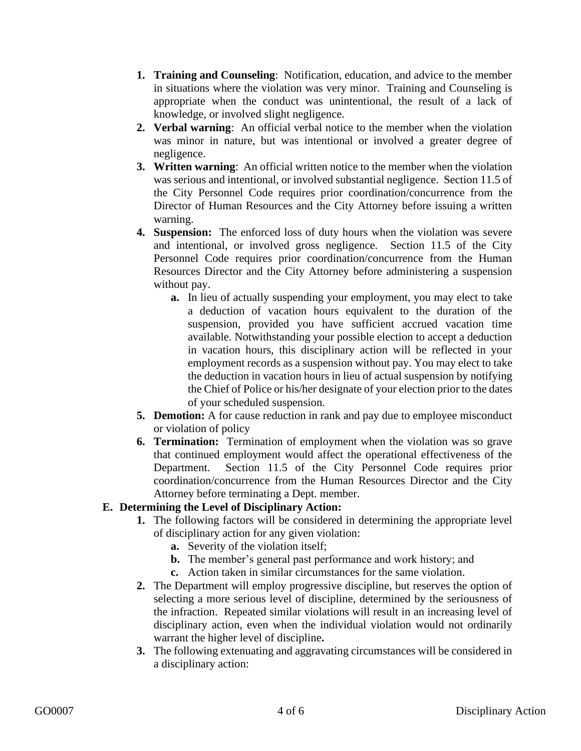1. **Training and Counseling**: Notification, education, and advice to the member in situations where the violation was very minor. Training and Counseling is appropriate when the conduct was unintentional, the result of a lack of knowledge, or involved slight negligence.
2. **Verbal warning**: An official verbal notice to the member when the violation was minor in nature, but was intentional or involved a greater degree of negligence.
3. **Written warning**: An official written notice to the member when the violation was serious and intentional, or involved substantial negligence. Section 11.5 of the City Personnel Code requires prior coordination/concurrence from the Director of Human Resources and the City Attorney before issuing a written warning.
4. **Suspension:** The enforced loss of duty hours when the violation was severe and intentional, or involved gross negligence. Section 11.5 of the City Personnel Code requires prior coordination/concurrence from the Human Resources Director and the City Attorney before administering a suspension without pay.
   a. In lieu of actually suspending your employment, you may elect to take a deduction of vacation hours equivalent to the duration of the suspension, provided you have sufficient accrued vacation time available. Notwithstanding your possible election to accept a deduction in vacation hours, this disciplinary action will be reflected in your employment records as a suspension without pay. You may elect to take the deduction in vacation hours in lieu of actual suspension by notifying the Chief of Police or his/her designate of your election prior to the dates of your scheduled suspension.
5. **Demotion:** A for cause reduction in rank and pay due to employee misconduct or violation of policy
6. **Termination:** Termination of employment when the violation was so grave that continued employment would affect the operational effectiveness of the Department. Section 11.5 of the City Personnel Code requires prior coordination/concurrence from the Human Resources Director and the City Attorney before terminating a Dept. member.

**E. Determining the Level of Disciplinary Action:**

1. The following factors will be considered in determining the appropriate level of disciplinary action for any given violation:
   a. Severity of the violation itself;
   b. The member's general past performance and work history; and
   c. Action taken in similar circumstances for the same violation.
2. The Department will employ progressive discipline, but reserves the option of selecting a more serious level of discipline, determined by the seriousness of the infraction. Repeated similar violations will result in an increasing level of disciplinary action, even when the individual violation would not ordinarily warrant the higher level of discipline.
3. The following extenuating and aggravating circumstances will be considered in a disciplinary action: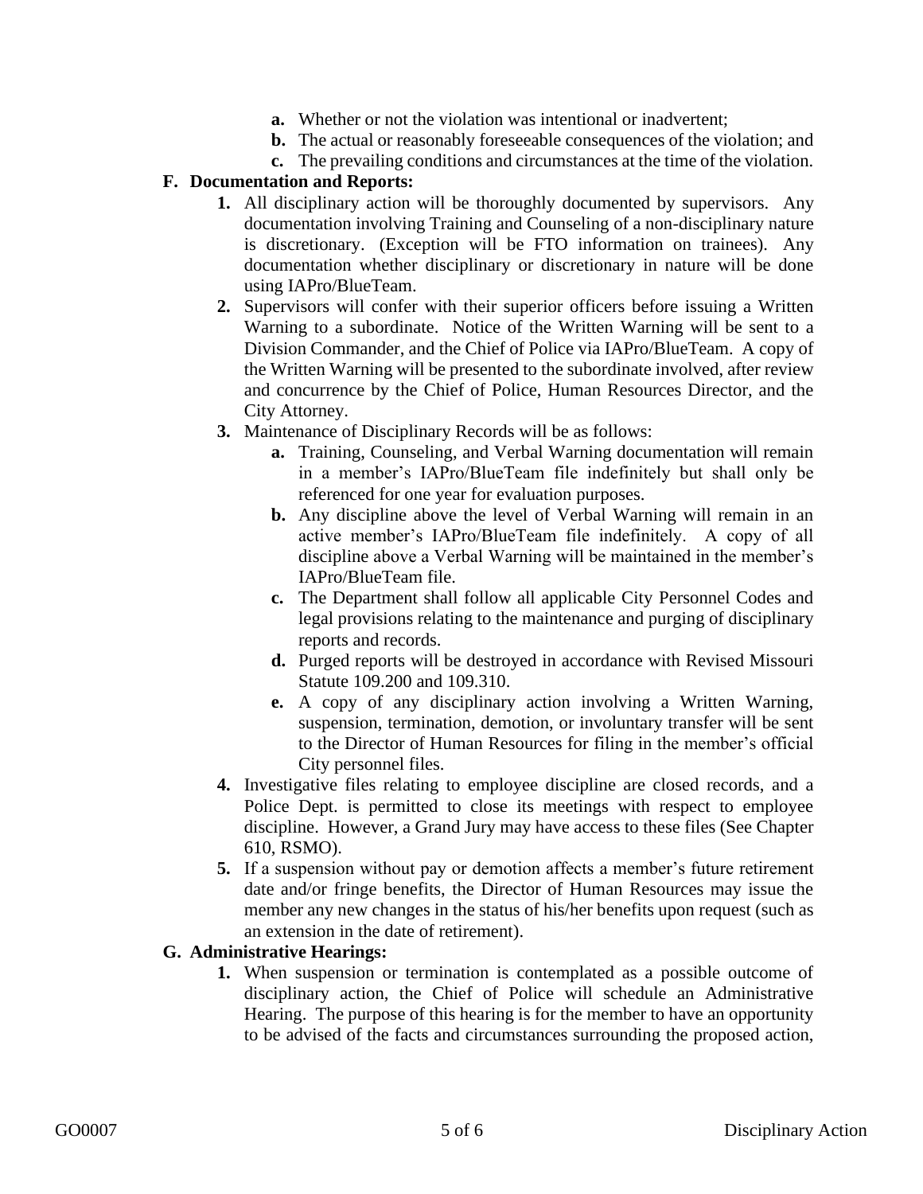a. Whether or not the violation was intentional or inadvertent;
  b. The actual or reasonably foreseeable consequences of the violation; and
  c. The prevailing conditions and circumstances at the time of the violation.

**F. Documentation and Reports:**

1. All disciplinary action will be thoroughly documented by supervisors. Any documentation involving Training and Counseling of a non-disciplinary nature is discretionary. (Exception will be FTO information on trainees). Any documentation whether disciplinary or discretionary in nature will be done using IAPro/BlueTeam.
2. Supervisors will confer with their superior officers before issuing a Written Warning to a subordinate. Notice of the Written Warning will be sent to a Division Commander, and the Chief of Police via IAPro/BlueTeam. A copy of the Written Warning will be presented to the subordinate involved, after review and concurrence by the Chief of Police, Human Resources Director, and the City Attorney.
3. Maintenance of Disciplinary Records will be as follows:
   - **a.** Training, Counseling, and Verbal Warning documentation will remain in a member's IAPro/BlueTeam file indefinitely but shall only be referenced for one year for evaluation purposes.
   - **b.** Any discipline above the level of Verbal Warning will remain in an active member's IAPro/BlueTeam file indefinitely. A copy of all discipline above a Verbal Warning will be maintained in the member's IAPro/BlueTeam file.
   - **c.** The Department shall follow all applicable City Personnel Codes and legal provisions relating to the maintenance and purging of disciplinary reports and records.
   - **d.** Purged reports will be destroyed in accordance with Revised Missouri Statute 109.200 and 109.310.
   - **e.** A copy of any disciplinary action involving a Written Warning, suspension, termination, demotion, or involuntary transfer will be sent to the Director of Human Resources for filing in the member's official City personnel files.
4. Investigative files relating to employee discipline are closed records, and a Police Dept. is permitted to close its meetings with respect to employee discipline. However, a Grand Jury may have access to these files (See Chapter 610, RSMO).
5. If a suspension without pay or demotion affects a member's future retirement date and/or fringe benefits, the Director of Human Resources may issue the member any new changes in the status of his/her benefits upon request (such as an extension in the date of retirement).

**G. Administrative Hearings:**

1. When suspension or termination is contemplated as a possible outcome of disciplinary action, the Chief of Police will schedule an Administrative Hearing. The purpose of this hearing is for the member to have an opportunity to be advised of the facts and circumstances surrounding the proposed action,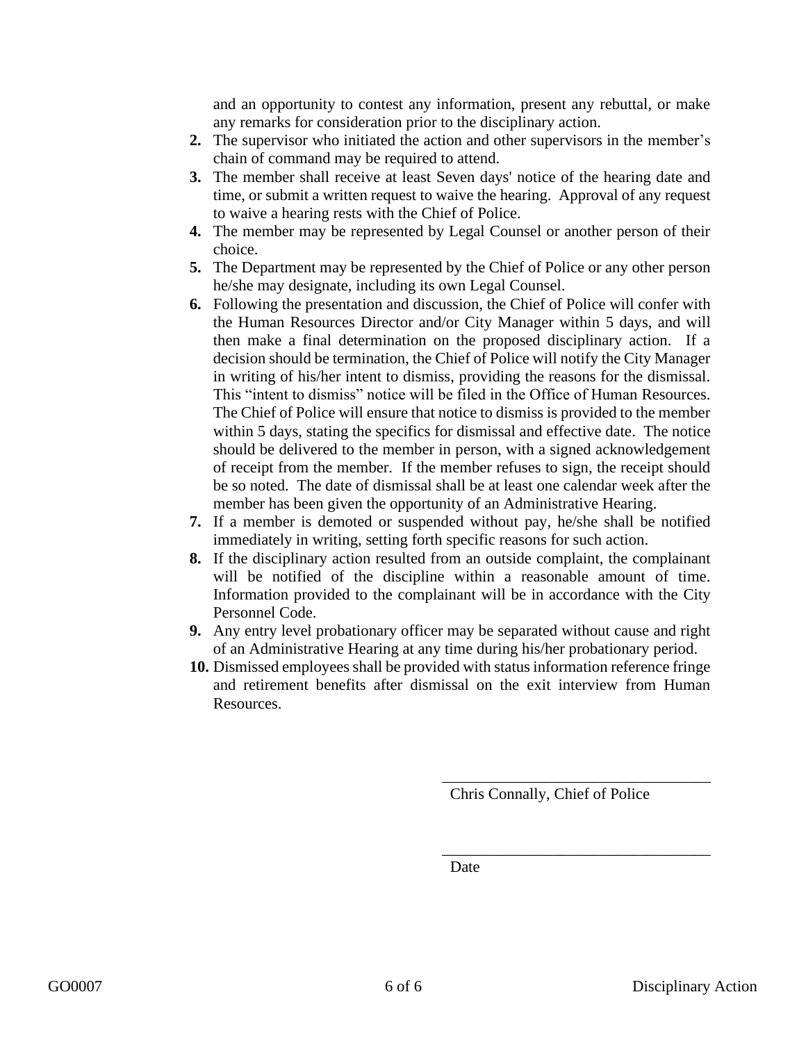and an opportunity to contest any information, present any rebuttal, or make any remarks for consideration prior to the disciplinary action.

2. The supervisor who initiated the action and other supervisors in the member's chain of command may be required to attend.
3. The member shall receive at least Seven days' notice of the hearing date and time, or submit a written request to waive the hearing. Approval of any request to waive a hearing rests with the Chief of Police.
4. The member may be represented by Legal Counsel or another person of their choice.
5. The Department may be represented by the Chief of Police or any other person he/she may designate, including its own Legal Counsel.
6. Following the presentation and discussion, the Chief of Police will confer with the Human Resources Director and/or City Manager within 5 days, and will then make a final determination on the proposed disciplinary action. If a decision should be termination, the Chief of Police will notify the City Manager in writing of his/her intent to dismiss, providing the reasons for the dismissal. This "intent to dismiss" notice will be filed in the Office of Human Resources. The Chief of Police will ensure that notice to dismiss is provided to the member within 5 days, stating the specifics for dismissal and effective date. The notice should be delivered to the member in person, with a signed acknowledgement of receipt from the member. If the member refuses to sign, the receipt should be so noted. The date of dismissal shall be at least one calendar week after the member has been given the opportunity of an Administrative Hearing.
7. If a member is demoted or suspended without pay, he/she shall be notified immediately in writing, setting forth specific reasons for such action.
8. If the disciplinary action resulted from an outside complaint, the complainant will be notified of the discipline within a reasonable amount of time. Information provided to the complainant will be in accordance with the City Personnel Code.
9. Any entry level probationary officer may be separated without cause and right of an Administrative Hearing at any time during his/her probationary period.
10. Dismissed employees shall be provided with status information reference fringe and retirement benefits after dismissal on the exit interview from Human Resources.

\_\_\_\_\_\_\_\_\_\_\_\_\_\_\_\_\_\_\_\_\_\_\_\_\_\_\_\_\_\_\_\_\_\_\_\_
Chris Connally, Chief of Police

\_\_\_\_\_\_\_\_\_\_\_\_\_\_\_\_\_\_\_\_\_\_\_\_\_\_\_\_\_\_\_\_\_\_\_\_
Date